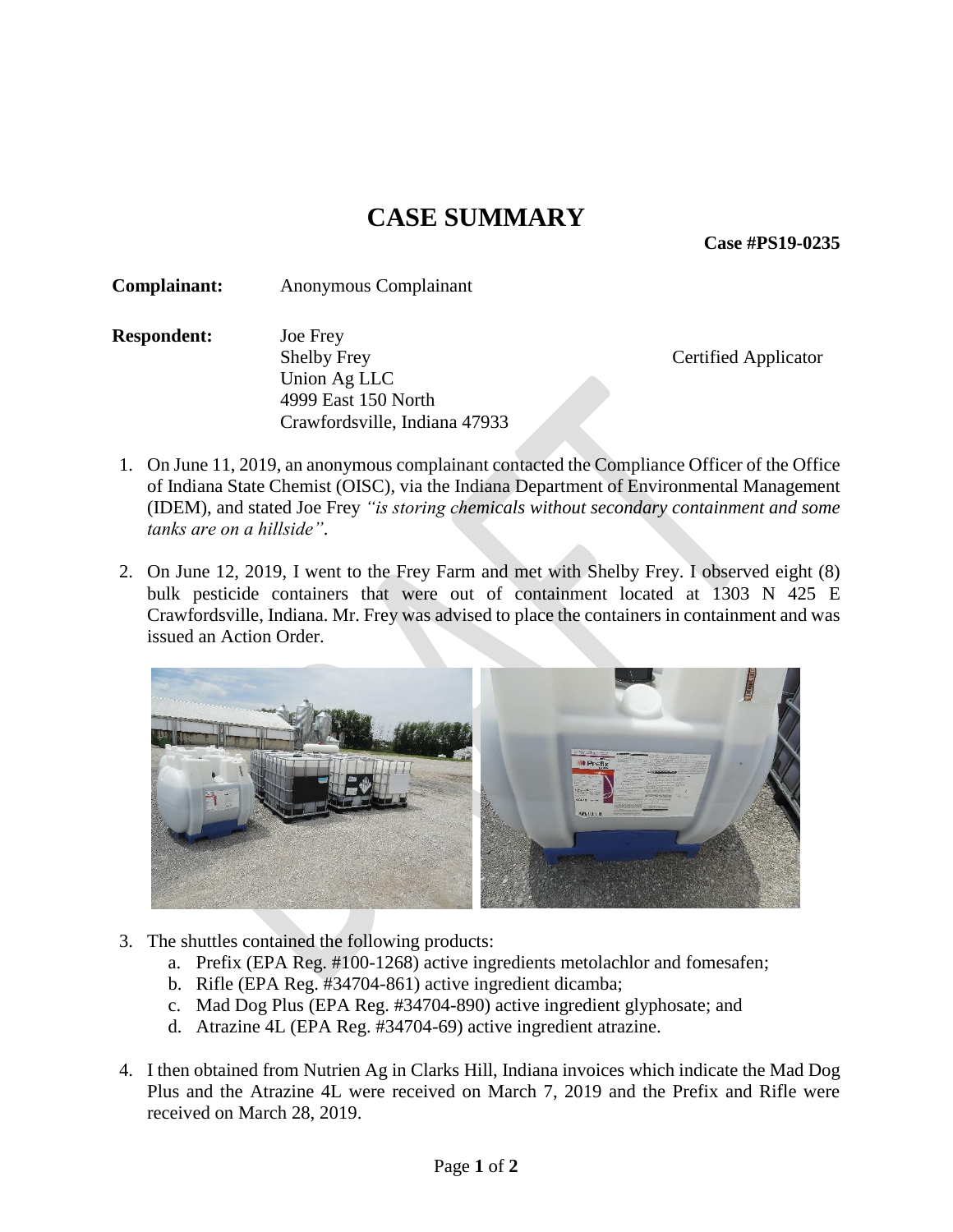# CASE SUMMARY

**Case #PS19-0235**

**Complainant:** Anonymous Complainant

**Respondent:** Joe Frey
Shelby Frey — Certified Applicator
Union Ag LLC
4999 East 150 North
Crawfordsville, Indiana 47933

1. On June 11, 2019, an anonymous complainant contacted the Compliance Officer of the Office of Indiana State Chemist (OISC), via the Indiana Department of Environmental Management (IDEM), and stated Joe Frey *"is storing chemicals without secondary containment and some tanks are on a hillside"*.

2. On June 12, 2019, I went to the Frey Farm and met with Shelby Frey. I observed eight (8) bulk pesticide containers that were out of containment located at 1303 N 425 E Crawfordsville, Indiana. Mr. Frey was advised to place the containers in containment and was issued an Action Order.

3. The shuttles contained the following products:
   a. Prefix (EPA Reg. #100-1268) active ingredients metolachlor and fomesafen;
   b. Rifle (EPA Reg. #34704-861) active ingredient dicamba;
   c. Mad Dog Plus (EPA Reg. #34704-890) active ingredient glyphosate; and
   d. Atrazine 4L (EPA Reg. #34704-69) active ingredient atrazine.

4. I then obtained from Nutrien Ag in Clarks Hill, Indiana invoices which indicate the Mad Dog Plus and the Atrazine 4L were received on March 7, 2019 and the Prefix and Rifle were received on March 28, 2019.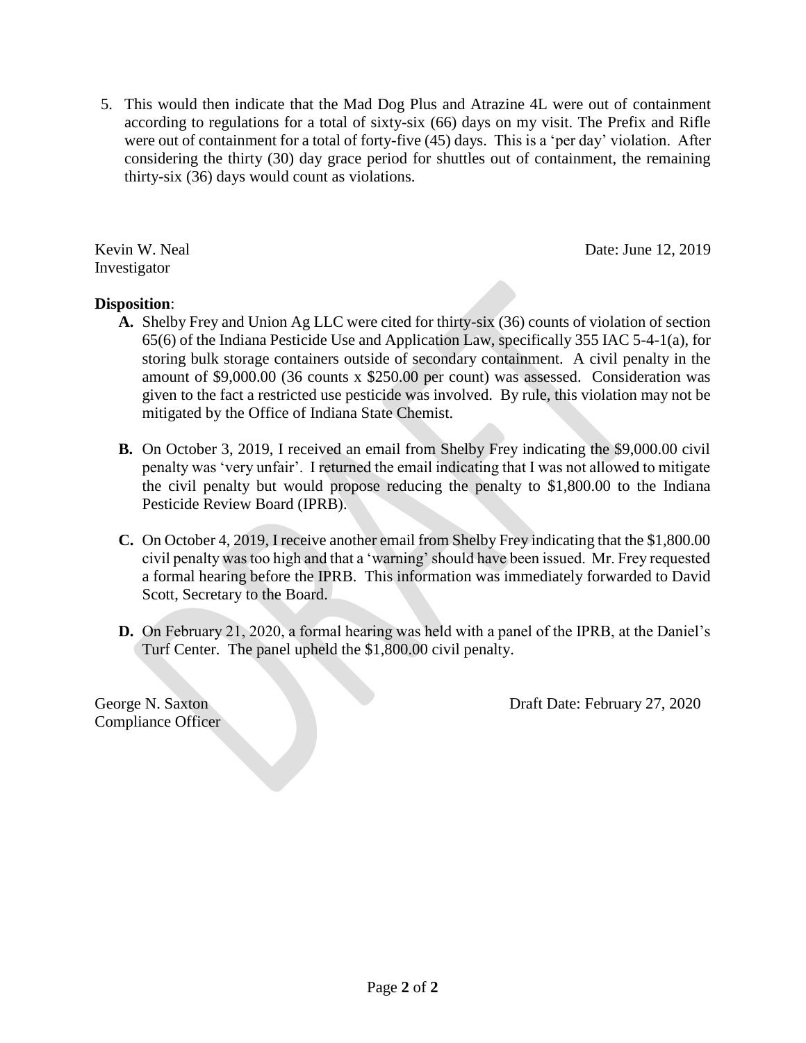5. This would then indicate that the Mad Dog Plus and Atrazine 4L were out of containment according to regulations for a total of sixty-six (66) days on my visit. The Prefix and Rifle were out of containment for a total of forty-five (45) days. This is a 'per day' violation. After considering the thirty (30) day grace period for shuttles out of containment, the remaining thirty-six (36) days would count as violations.

Kevin W. Neal
Investigator

Date: June 12, 2019

**Disposition**:

**A.** Shelby Frey and Union Ag LLC were cited for thirty-six (36) counts of violation of section 65(6) of the Indiana Pesticide Use and Application Law, specifically 355 IAC 5-4-1(a), for storing bulk storage containers outside of secondary containment. A civil penalty in the amount of $9,000.00 (36 counts x $250.00 per count) was assessed. Consideration was given to the fact a restricted use pesticide was involved. By rule, this violation may not be mitigated by the Office of Indiana State Chemist.

**B.** On October 3, 2019, I received an email from Shelby Frey indicating the $9,000.00 civil penalty was 'very unfair'. I returned the email indicating that I was not allowed to mitigate the civil penalty but would propose reducing the penalty to $1,800.00 to the Indiana Pesticide Review Board (IPRB).

**C.** On October 4, 2019, I receive another email from Shelby Frey indicating that the $1,800.00 civil penalty was too high and that a 'warning' should have been issued. Mr. Frey requested a formal hearing before the IPRB. This information was immediately forwarded to David Scott, Secretary to the Board.

**D.** On February 21, 2020, a formal hearing was held with a panel of the IPRB, at the Daniel's Turf Center. The panel upheld the $1,800.00 civil penalty.

George N. Saxton
Compliance Officer

Draft Date: February 27, 2020